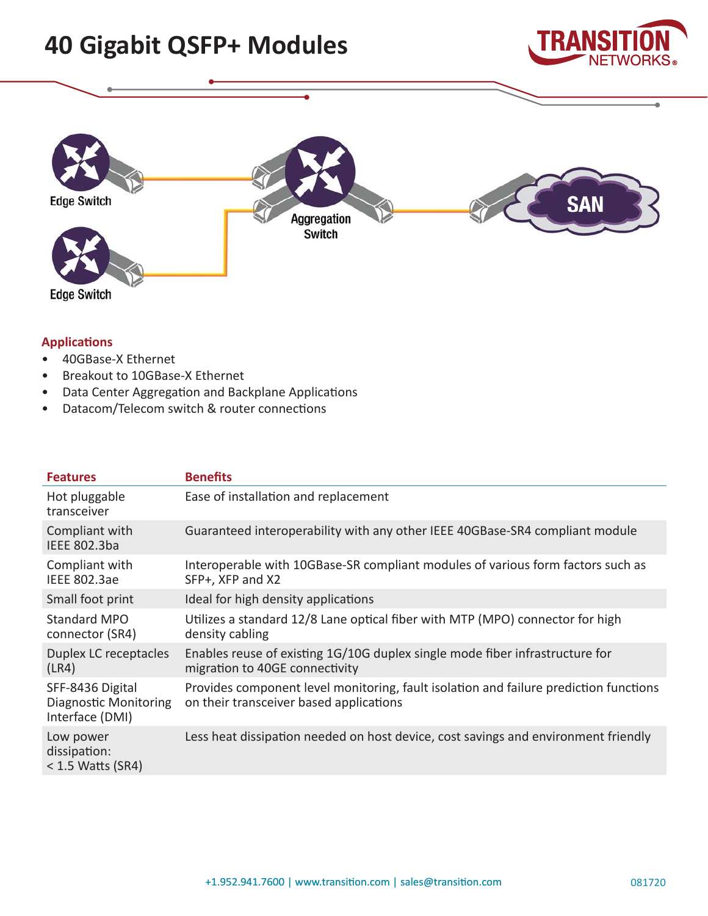# 40 Gigabit QSFP+ Modules

Edge Switch

Edge Switch

Aggregation Switch

SAN

## Applications

- 40GBase-X Ethernet
- Breakout to 10GBase-X Ethernet
- Data Center Aggregation and Backplane Applications
- Datacom/Telecom switch & router connections

| Features | Benefits |
|---|---|
| Hot pluggable transceiver | Ease of installation and replacement |
| Compliant with IEEE 802.3ba | Guaranteed interoperability with any other IEEE 40GBase-SR4 compliant module |
| Compliant with IEEE 802.3ae | Interoperable with 10GBase-SR compliant modules of various form factors such as SFP+, XFP and X2 |
| Small foot print | Ideal for high density applications |
| Standard MPO connector (SR4) | Utilizes a standard 12/8 Lane optical fiber with MTP (MPO) connector for high density cabling |
| Duplex LC receptacles (LR4) | Enables reuse of existing 1G/10G duplex single mode fiber infrastructure for migration to 40GE connectivity |
| SFF-8436 Digital Diagnostic Monitoring Interface (DMI) | Provides component level monitoring, fault isolation and failure prediction functions on their transceiver based applications |
| Low power dissipation: < 1.5 Watts (SR4) | Less heat dissipation needed on host device, cost savings and environment friendly |

+1.952.941.7600 | www.transition.com | sales@transition.com

081720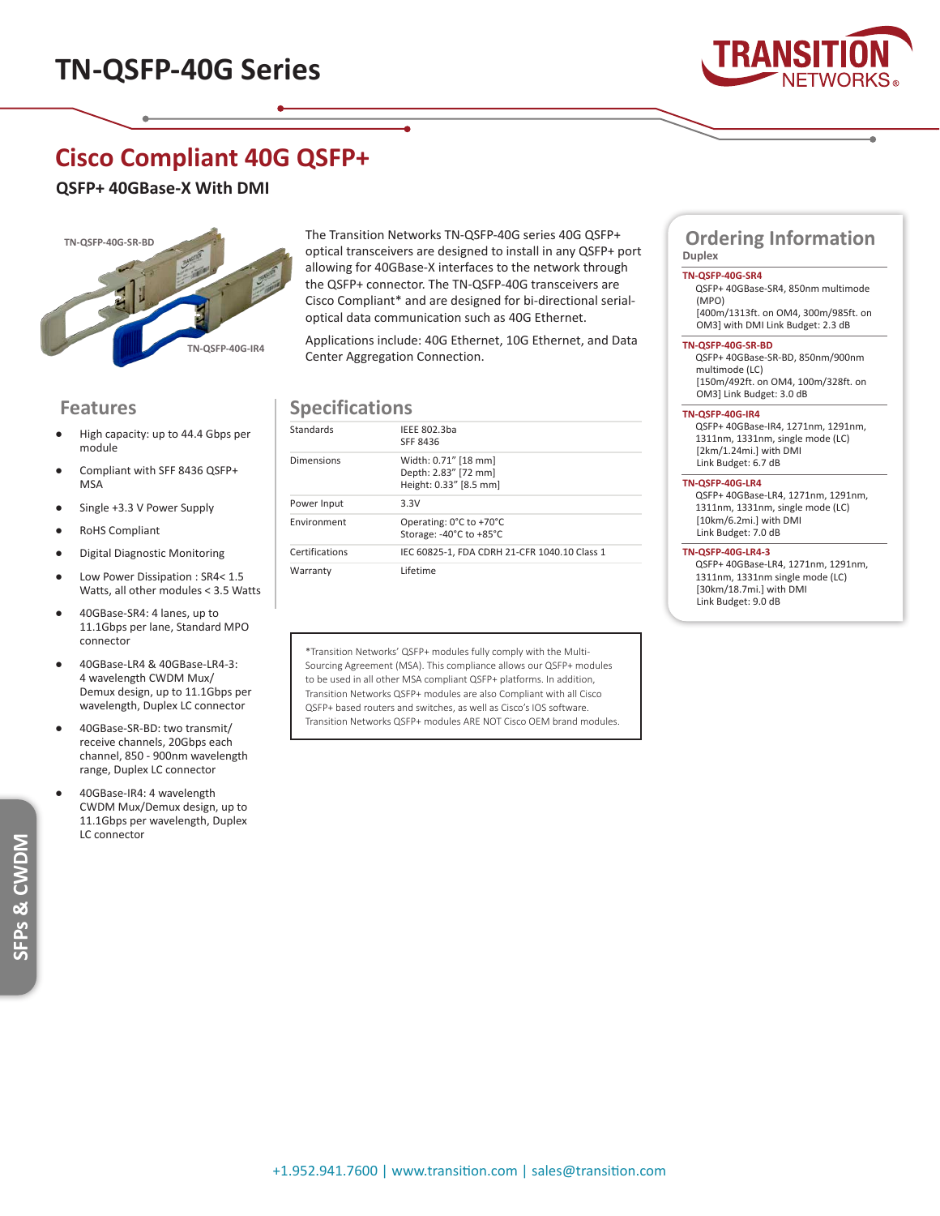# TN-QSFP-40G Series

## Cisco Compliant 40G QSFP+

### QSFP+ 40GBase-X With DMI

TN-QSFP-40G-SR-BD

TN-QSFP-40G-IR4

The Transition Networks TN-QSFP-40G series 40G QSFP+ optical transceivers are designed to install in any QSFP+ port allowing for 40GBase-X interfaces to the network through the QSFP+ connector. The TN-QSFP-40G transceivers are Cisco Compliant* and are designed for bi-directional serial-optical data communication such as 40G Ethernet.

Applications include: 40G Ethernet, 10G Ethernet, and Data Center Aggregation Connection.

## Features

- High capacity: up to 44.4 Gbps per module
- Compliant with SFF 8436 QSFP+ MSA
- Single +3.3 V Power Supply
- RoHS Compliant
- Digital Diagnostic Monitoring
- Low Power Dissipation : SR4< 1.5 Watts, all other modules < 3.5 Watts
- 40GBase-SR4: 4 lanes, up to 11.1Gbps per lane, Standard MPO connector
- 40GBase-LR4 & 40GBase-LR4-3: 4 wavelength CWDM Mux/ Demux design, up to 11.1Gbps per wavelength, Duplex LC connector
- 40GBase-SR-BD: two transmit/ receive channels, 20Gbps each channel, 850 - 900nm wavelength range, Duplex LC connector
- 40GBase-IR4: 4 wavelength CWDM Mux/Demux design, up to 11.1Gbps per wavelength, Duplex LC connector

## Specifications

| | |
|---|---|
| Standards | IEEE 802.3ba<br>SFF 8436 |
| Dimensions | Width: 0.71" [18 mm]<br>Depth: 2.83" [72 mm]<br>Height: 0.33" [8.5 mm] |
| Power Input | 3.3V |
| Environment | Operating: 0°C to +70°C<br>Storage: -40°C to +85°C |
| Certifications | IEC 60825-1, FDA CDRH 21-CFR 1040.10 Class 1 |
| Warranty | Lifetime |

*Transition Networks' QSFP+ modules fully comply with the Multi-Sourcing Agreement (MSA). This compliance allows our QSFP+ modules to be used in all other MSA compliant QSFP+ platforms. In addition, Transition Networks QSFP+ modules are also Compliant with all Cisco QSFP+ based routers and switches, as well as Cisco's IOS software. Transition Networks QSFP+ modules ARE NOT Cisco OEM brand modules.

## Ordering Information

**Duplex**

**TN-QSFP-40G-SR4**
QSFP+ 40GBase-SR4, 850nm multimode (MPO)
[400m/1313ft. on OM4, 300m/985ft. on OM3] with DMI Link Budget: 2.3 dB

**TN-QSFP-40G-SR-BD**
QSFP+ 40GBase-SR-BD, 850nm/900nm multimode (LC)
[150m/492ft. on OM4, 100m/328ft. on OM3] Link Budget: 3.0 dB

**TN-QSFP-40G-IR4**
QSFP+ 40GBase-IR4, 1271nm, 1291nm, 1311nm, 1331nm, single mode (LC)
[2km/1.24mi.] with DMI
Link Budget: 6.7 dB

**TN-QSFP-40G-LR4**
QSFP+ 40GBase-LR4, 1271nm, 1291nm, 1311nm, 1331nm, single mode (LC)
[10km/6.2mi.] with DMI
Link Budget: 7.0 dB

**TN-QSFP-40G-LR4-3**
QSFP+ 40GBase-LR4, 1271nm, 1291nm, 1311nm, 1331nm single mode (LC)
[30km/18.7mi.] with DMI
Link Budget: 9.0 dB

+1.952.941.7600 | www.transition.com | sales@transition.com